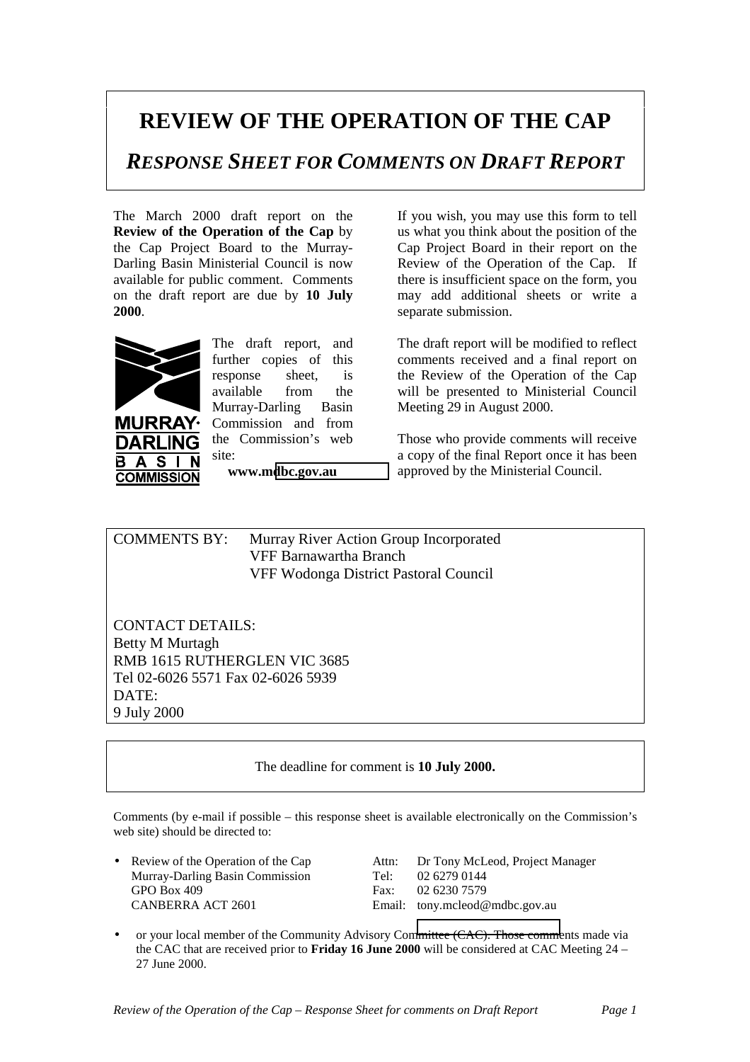# REVIEW OF THE OPERATION OF THE CAP

## *RESPONSE SHEET FOR COMMENTS ON DRAFT REPORT*

The March 2000 draft report on the **Review of the Operation of the Cap** by the Cap Project Board to the Murray-Darling Basin Ministerial Council is now available for public comment. Comments on the draft report are due by **10 July 2000**.

MURRAY-DARLING BASIN COMMISSION

The draft report, and further copies of this response sheet, is available from the Murray-Darling Basin Commission and from the Commission's web site:

**www.mdbc.gov.au**

If you wish, you may use this form to tell us what you think about the position of the Cap Project Board in their report on the Review of the Operation of the Cap. If there is insufficient space on the form, you may add additional sheets or write a separate submission.

The draft report will be modified to reflect comments received and a final report on the Review of the Operation of the Cap will be presented to Ministerial Council Meeting 29 in August 2000.

Those who provide comments will receive a copy of the final Report once it has been approved by the Ministerial Council.

COMMENTS BY: Murray River Action Group Incorporated
VFF Barnawartha Branch
VFF Wodonga District Pastoral Council

CONTACT DETAILS:
Betty M Murtagh
RMB 1615 RUTHERGLEN VIC 3685
Tel 02-6026 5571 Fax 02-6026 5939
DATE:
9 July 2000

The deadline for comment is **10 July 2000.**

Comments (by e-mail if possible – this response sheet is available electronically on the Commission's web site) should be directed to:

- Review of the Operation of the Cap
  Murray-Darling Basin Commission
  GPO Box 409
  CANBERRA ACT 2601

  Attn: Dr Tony McLeod, Project Manager
  Tel: 02 6279 0144
  Fax: 02 6230 7579
  Email: tony.mcleod@mdbc.gov.au

- or your local member of the Community Advisory Committee (CAC). Those comments made via the CAC that are received prior to **Friday 16 June 2000** will be considered at CAC Meeting 24 – 27 June 2000.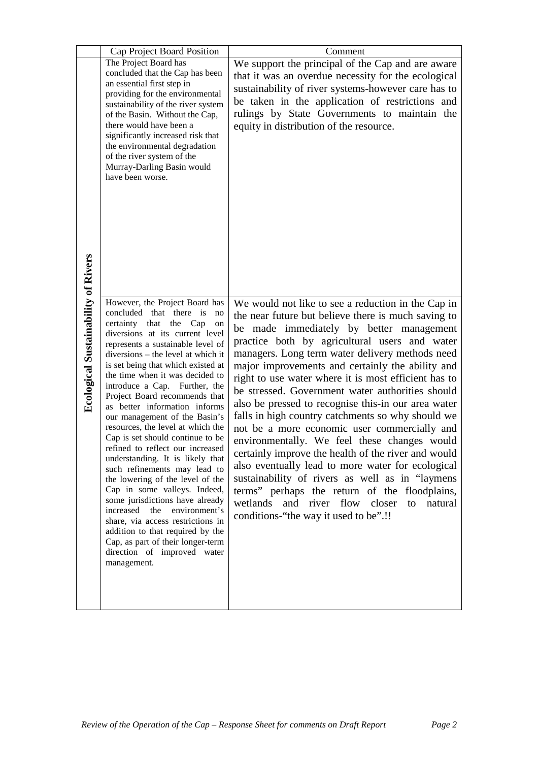| | Cap Project Board Position | Comment |
|---|---|---|
| **Ecological Sustainability of Rivers** | The Project Board has concluded that the Cap has been an essential first step in providing for the environmental sustainability of the river system of the Basin. Without the Cap, there would have been a significantly increased risk that the environmental degradation of the river system of the Murray-Darling Basin would have been worse. | We support the principal of the Cap and are aware that it was an overdue necessity for the ecological sustainability of river systems-however care has to be taken in the application of restrictions and rulings by State Governments to maintain the equity in distribution of the resource. |
| | However, the Project Board has concluded that there is no certainty that the Cap on diversions at its current level represents a sustainable level of diversions – the level at which it is set being that which existed at the time when it was decided to introduce a Cap. Further, the Project Board recommends that as better information informs our management of the Basin's resources, the level at which the Cap is set should continue to be refined to reflect our increased understanding. It is likely that such refinements may lead to the lowering of the level of the Cap in some valleys. Indeed, some jurisdictions have already increased the environment's share, via access restrictions in addition to that required by the Cap, as part of their longer-term direction of improved water management. | We would not like to see a reduction in the Cap in the near future but believe there is much saving to be made immediately by better management practice both by agricultural users and water managers. Long term water delivery methods need major improvements and certainly the ability and right to use water where it is most efficient has to be stressed. Government water authorities should also be pressed to recognise this-in our area water falls in high country catchments so why should we not be a more economic user commercially and environmentally. We feel these changes would certainly improve the health of the river and would also eventually lead to more water for ecological sustainability of rivers as well as in "laymens terms" perhaps the return of the floodplains, wetlands and river flow closer to natural conditions-"the way it used to be".!! |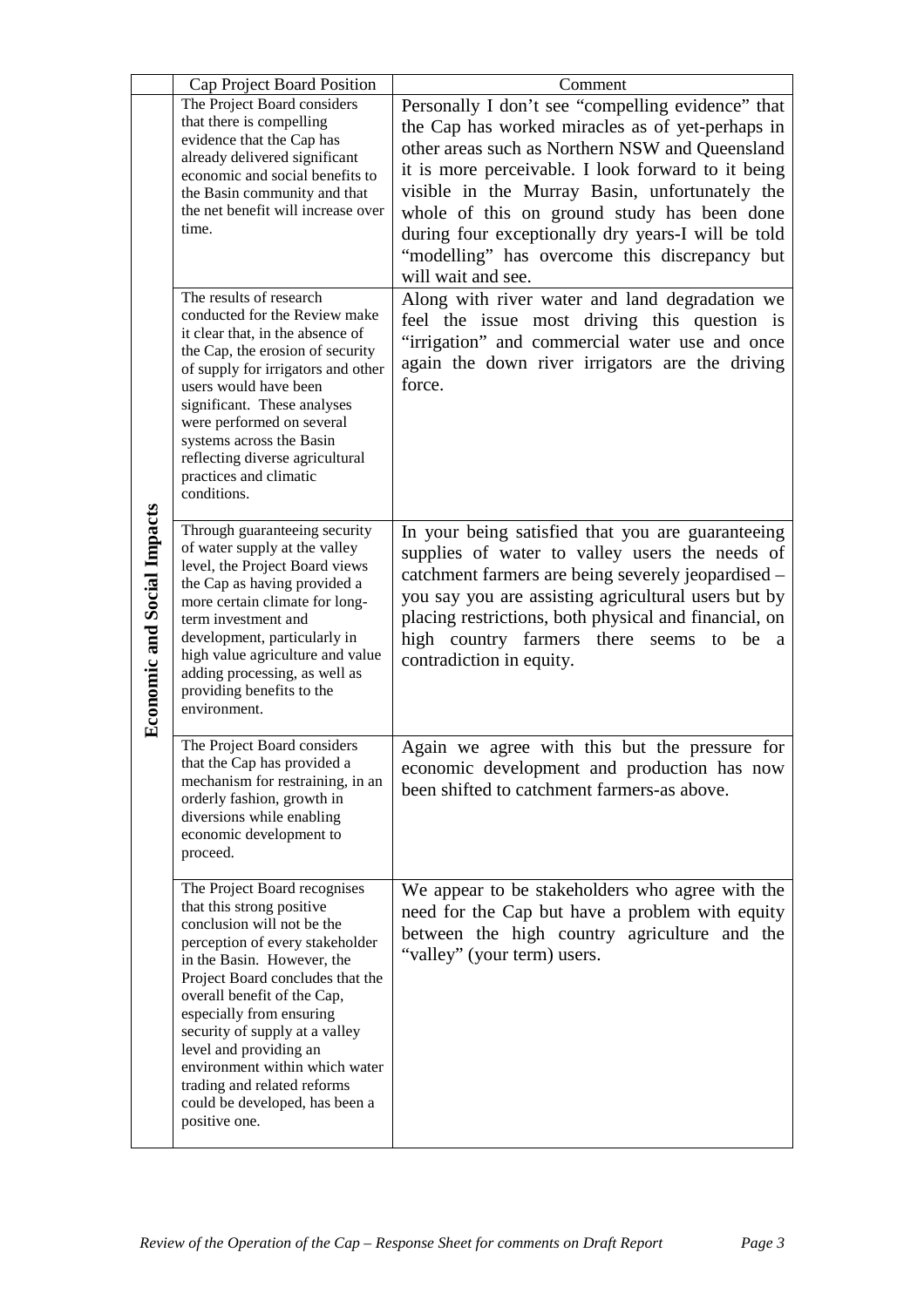|  | Cap Project Board Position | Comment |
| --- | --- | --- |
| **Economic and Social Impacts** | The Project Board considers that there is compelling evidence that the Cap has already delivered significant economic and social benefits to the Basin community and that the net benefit will increase over time. | Personally I don't see "compelling evidence" that the Cap has worked miracles as of yet-perhaps in other areas such as Northern NSW and Queensland it is more perceivable. I look forward to it being visible in the Murray Basin, unfortunately the whole of this on ground study has been done during four exceptionally dry years-I will be told "modelling" has overcome this discrepancy but will wait and see. |
|  | The results of research conducted for the Review make it clear that, in the absence of the Cap, the erosion of security of supply for irrigators and other users would have been significant. These analyses were performed on several systems across the Basin reflecting diverse agricultural practices and climatic conditions. | Along with river water and land degradation we feel the issue most driving this question is "irrigation" and commercial water use and once again the down river irrigators are the driving force. |
|  | Through guaranteeing security of water supply at the valley level, the Project Board views the Cap as having provided a more certain climate for long-term investment and development, particularly in high value agriculture and value adding processing, as well as providing benefits to the environment. | In your being satisfied that you are guaranteeing supplies of water to valley users the needs of catchment farmers are being severely jeopardised – you say you are assisting agricultural users but by placing restrictions, both physical and financial, on high country farmers there seems to be a contradiction in equity. |
|  | The Project Board considers that the Cap has provided a mechanism for restraining, in an orderly fashion, growth in diversions while enabling economic development to proceed. | Again we agree with this but the pressure for economic development and production has now been shifted to catchment farmers-as above. |
|  | The Project Board recognises that this strong positive conclusion will not be the perception of every stakeholder in the Basin. However, the Project Board concludes that the overall benefit of the Cap, especially from ensuring security of supply at a valley level and providing an environment within which water trading and related reforms could be developed, has been a positive one. | We appear to be stakeholders who agree with the need for the Cap but have a problem with equity between the high country agriculture and the "valley" (your term) users. |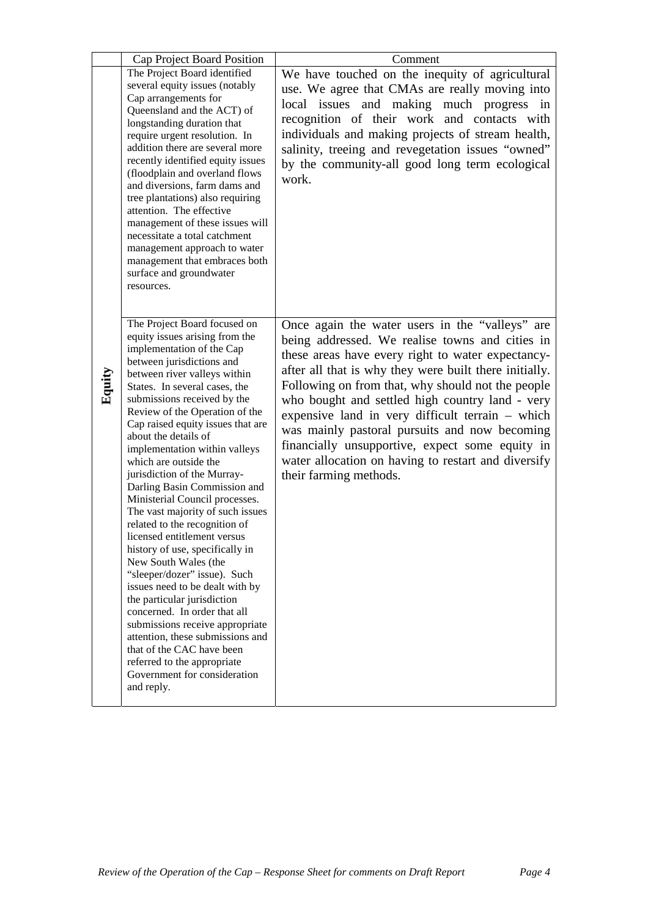| | Cap Project Board Position | Comment |
|---|---|---|
| Equity | The Project Board identified several equity issues (notably Cap arrangements for Queensland and the ACT) of longstanding duration that require urgent resolution. In addition there are several more recently identified equity issues (floodplain and overland flows and diversions, farm dams and tree plantations) also requiring attention. The effective management of these issues will necessitate a total catchment management approach to water management that embraces both surface and groundwater resources. | We have touched on the inequity of agricultural use. We agree that CMAs are really moving into local issues and making much progress in recognition of their work and contacts with individuals and making projects of stream health, salinity, treeing and revegetation issues "owned" by the community-all good long term ecological work. |
| | The Project Board focused on equity issues arising from the implementation of the Cap between jurisdictions and between river valleys within States. In several cases, the submissions received by the Review of the Operation of the Cap raised equity issues that are about the details of implementation within valleys which are outside the jurisdiction of the Murray-Darling Basin Commission and Ministerial Council processes. The vast majority of such issues related to the recognition of licensed entitlement versus history of use, specifically in New South Wales (the "sleeper/dozer" issue). Such issues need to be dealt with by the particular jurisdiction concerned. In order that all submissions receive appropriate attention, these submissions and that of the CAC have been referred to the appropriate Government for consideration and reply. | Once again the water users in the "valleys" are being addressed. We realise towns and cities in these areas have every right to water expectancy-after all that is why they were built there initially. Following on from that, why should not the people who bought and settled high country land - very expensive land in very difficult terrain – which was mainly pastoral pursuits and now becoming financially unsupportive, expect some equity in water allocation on having to restart and diversify their farming methods. |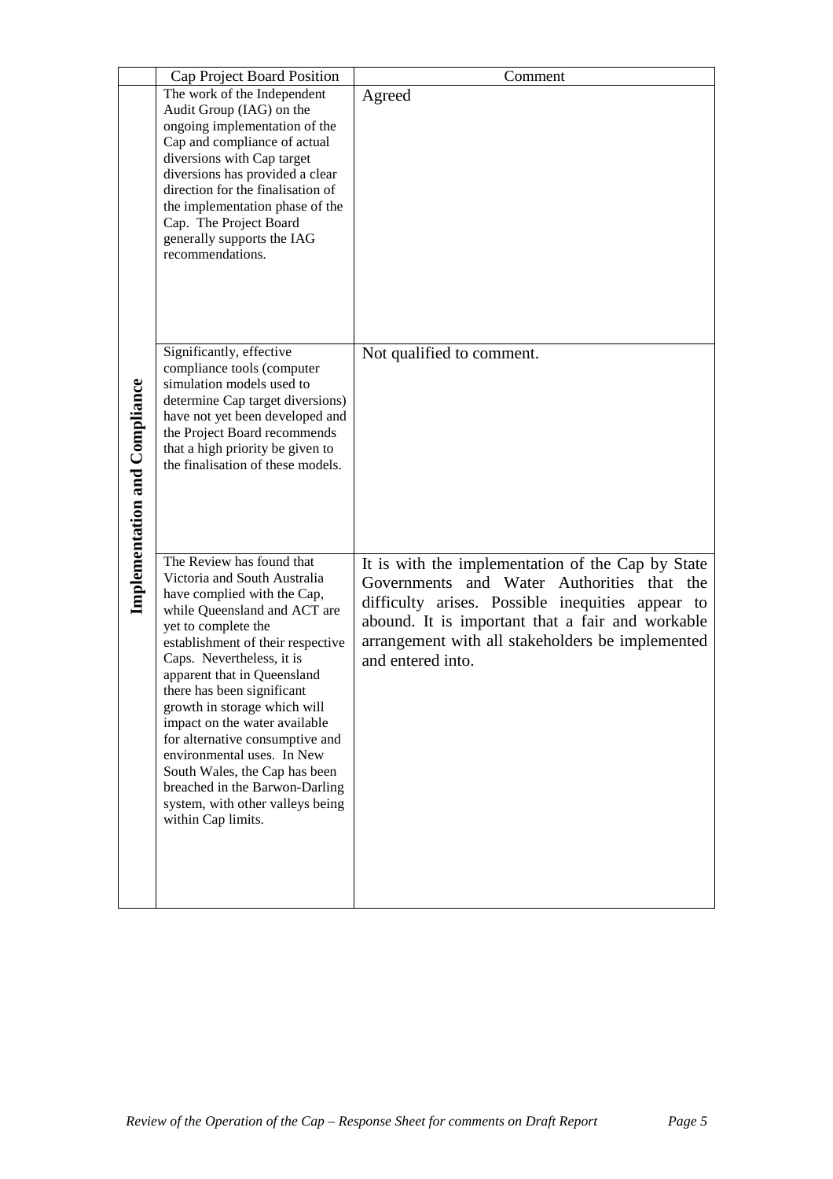| | Cap Project Board Position | Comment |
|---|---|---|
| **Implementation and Compliance** | The work of the Independent Audit Group (IAG) on the ongoing implementation of the Cap and compliance of actual diversions with Cap target diversions has provided a clear direction for the finalisation of the implementation phase of the Cap. The Project Board generally supports the IAG recommendations. | Agreed |
| | Significantly, effective compliance tools (computer simulation models used to determine Cap target diversions) have not yet been developed and the Project Board recommends that a high priority be given to the finalisation of these models. | Not qualified to comment. |
| | The Review has found that Victoria and South Australia have complied with the Cap, while Queensland and ACT are yet to complete the establishment of their respective Caps. Nevertheless, it is apparent that in Queensland there has been significant growth in storage which will impact on the water available for alternative consumptive and environmental uses. In New South Wales, the Cap has been breached in the Barwon-Darling system, with other valleys being within Cap limits. | It is with the implementation of the Cap by State Governments and Water Authorities that the difficulty arises. Possible inequities appear to abound. It is important that a fair and workable arrangement with all stakeholders be implemented and entered into. |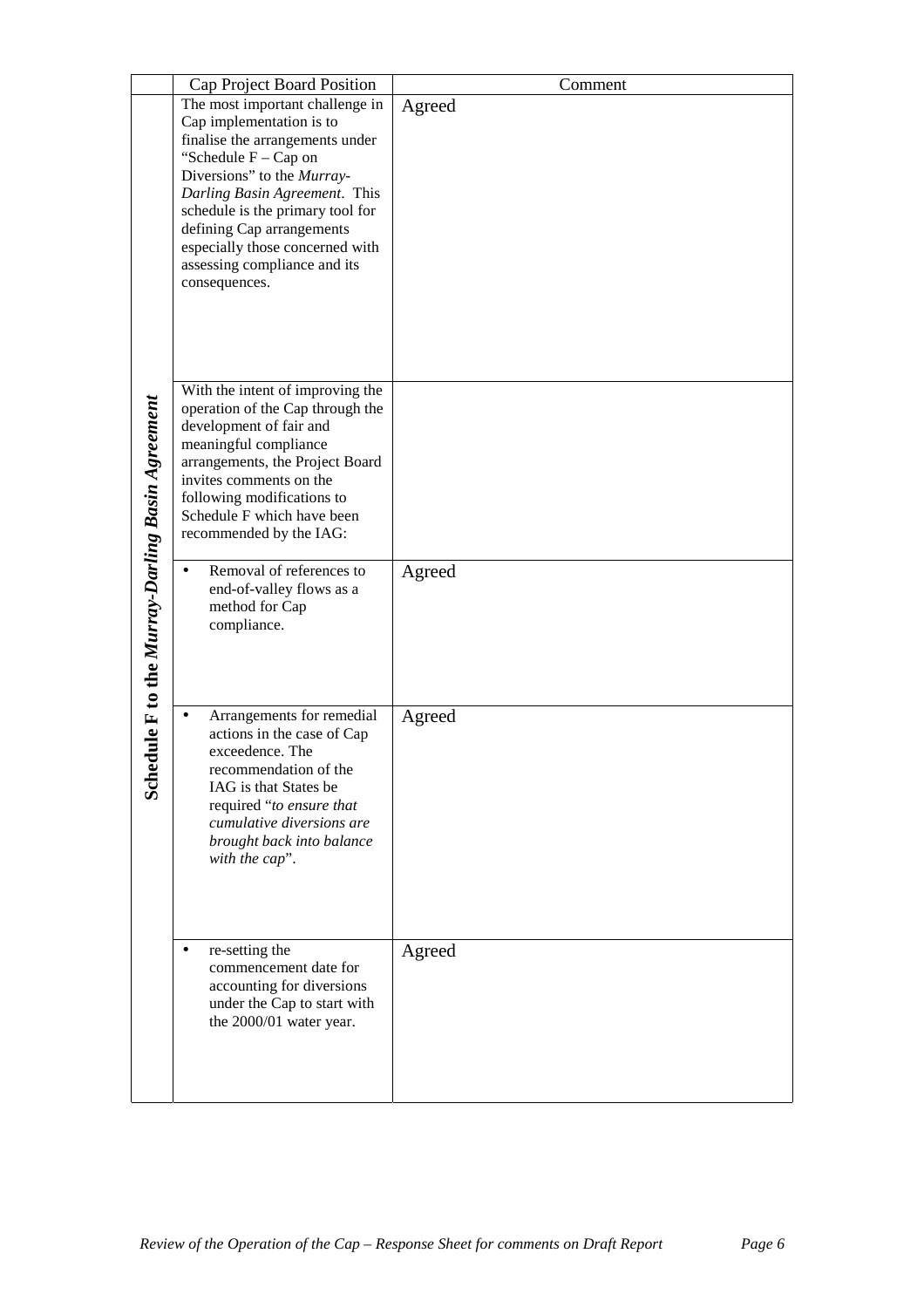| | Cap Project Board Position | Comment |
|---|---|---|
| **Schedule F to the *Murray-Darling Basin Agreement*** | The most important challenge in Cap implementation is to finalise the arrangements under "Schedule F – Cap on Diversions" to the *Murray-Darling Basin Agreement*. This schedule is the primary tool for defining Cap arrangements especially those concerned with assessing compliance and its consequences. | Agreed |
| | With the intent of improving the operation of the Cap through the development of fair and meaningful compliance arrangements, the Project Board invites comments on the following modifications to Schedule F which have been recommended by the IAG: | |
| | • Removal of references to end-of-valley flows as a method for Cap compliance. | Agreed |
| | • Arrangements for remedial actions in the case of Cap exceedence. The recommendation of the IAG is that States be required "*to ensure that cumulative diversions are brought back into balance with the cap*". | Agreed |
| | • re-setting the commencement date for accounting for diversions under the Cap to start with the 2000/01 water year. | Agreed |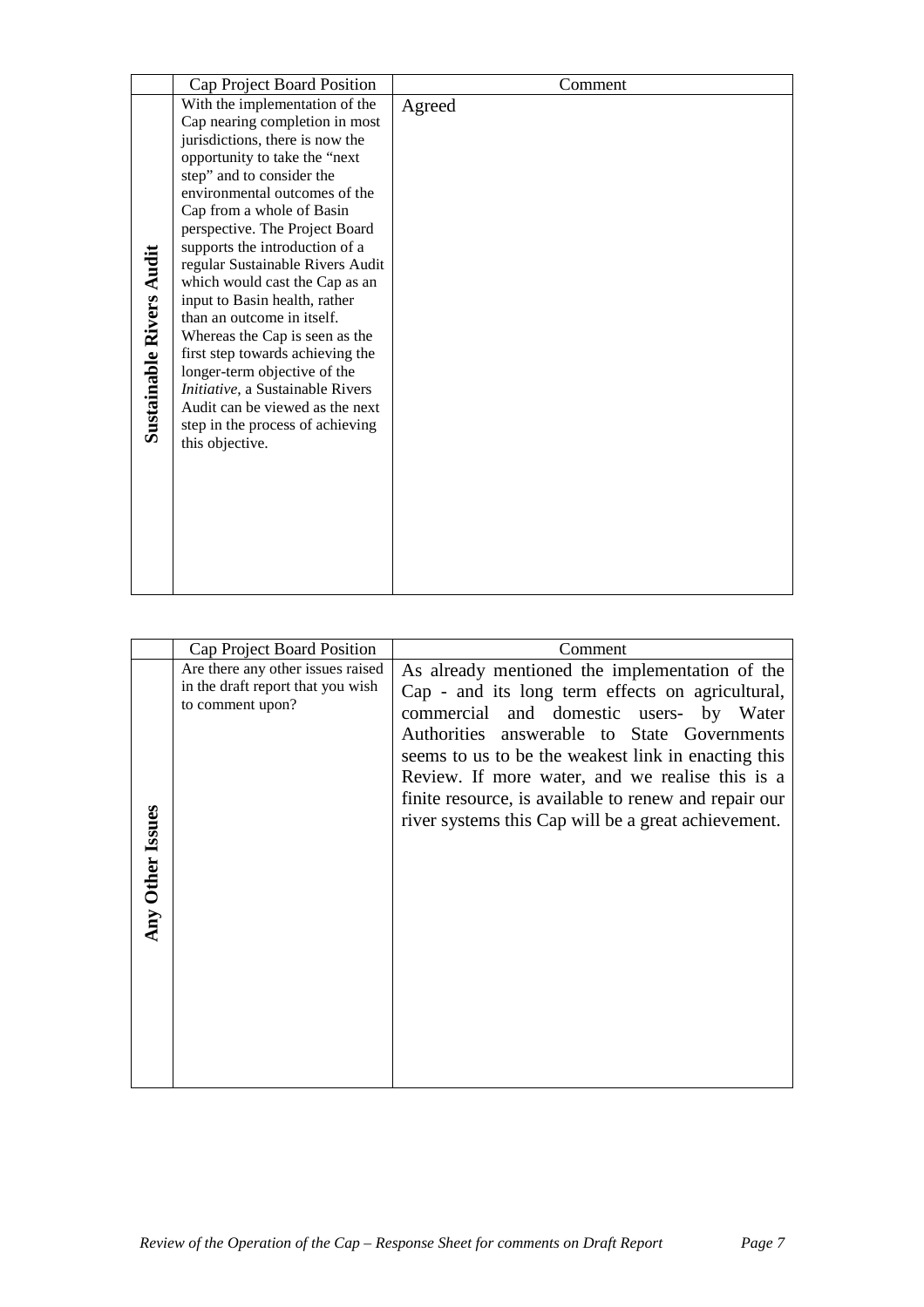| | Cap Project Board Position | Comment |
|---|---|---|
| **Sustainable Rivers Audit** | With the implementation of the Cap nearing completion in most jurisdictions, there is now the opportunity to take the "next step" and to consider the environmental outcomes of the Cap from a whole of Basin perspective. The Project Board supports the introduction of a regular Sustainable Rivers Audit which would cast the Cap as an input to Basin health, rather than an outcome in itself. Whereas the Cap is seen as the first step towards achieving the longer-term objective of the *Initiative*, a Sustainable Rivers Audit can be viewed as the next step in the process of achieving this objective. | Agreed |

| | Cap Project Board Position | Comment |
|---|---|---|
| **Any Other Issues** | Are there any other issues raised in the draft report that you wish to comment upon? | As already mentioned the implementation of the Cap - and its long term effects on agricultural, commercial and domestic users- by Water Authorities answerable to State Governments seems to us to be the weakest link in enacting this Review. If more water, and we realise this is a finite resource, is available to renew and repair our river systems this Cap will be a great achievement. |